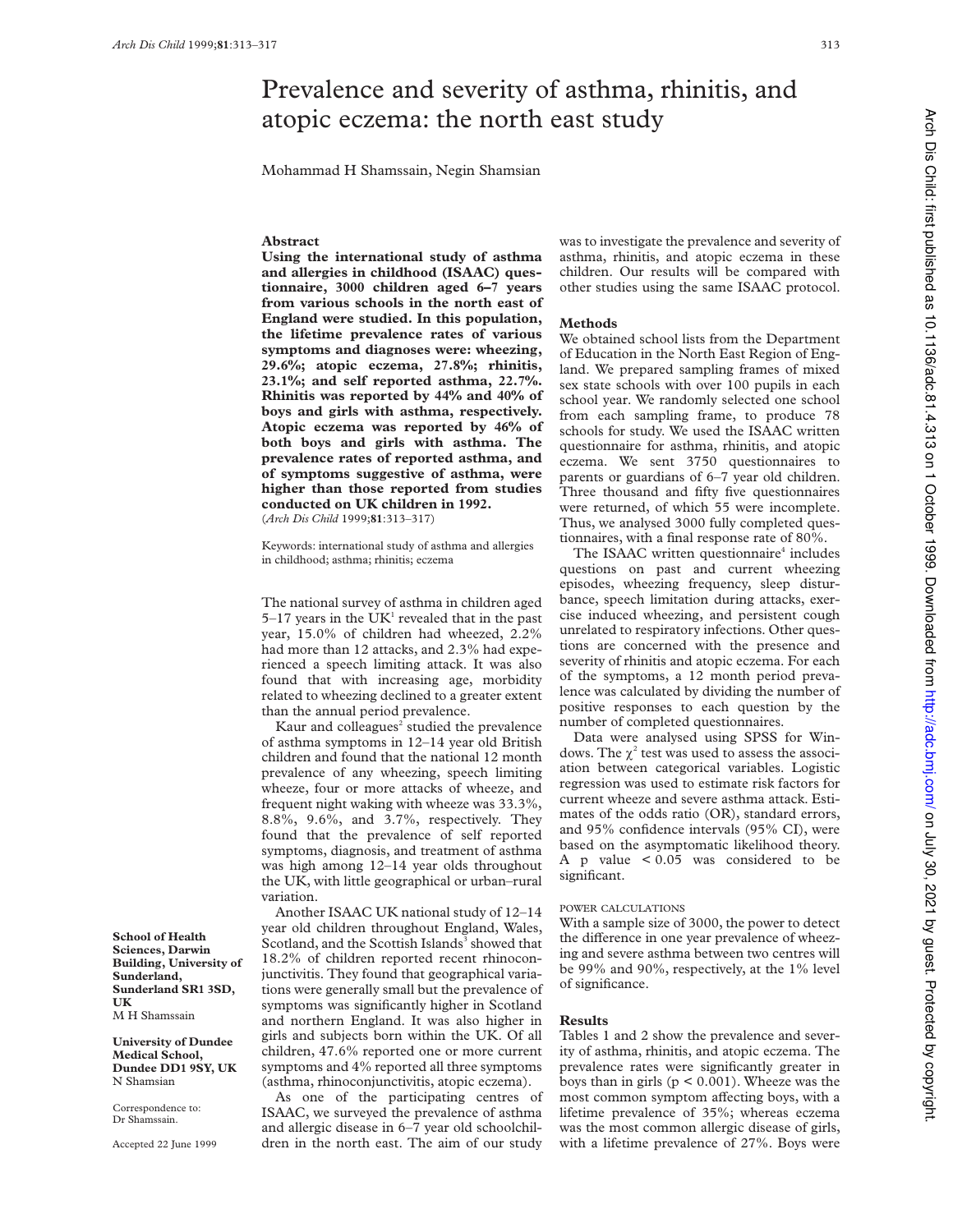# Prevalence and severity of asthma, rhinitis, and atopic eczema: the north east study

Mohammad H Shamssain, Negin Shamsian

School of Health Sciences, Darwin Building, University of Sunderland, Sunderland SR1 3SD, UK
M H Shamssain

University of Dundee Medical School, Dundee DD1 9SY, UK
N Shamsian

Correspondence to: Dr Shamssain.

Accepted 22 June 1999

## Abstract

**Using the international study of asthma and allergies in childhood (ISAAC) questionnaire, 3000 children aged 6–7 years from various schools in the north east of England were studied. In this population, the lifetime prevalence rates of various symptoms and diagnoses were: wheezing, 29.6%; atopic eczema, 27.8%; rhinitis, 23.1%; and self reported asthma, 22.7%. Rhinitis was reported by 44% and 40% of boys and girls with asthma, respectively. Atopic eczema was reported by 46% of both boys and girls with asthma. The prevalence rates of reported asthma, and of symptoms suggestive of asthma, were higher than those reported from studies conducted on UK children in 1992.**

(*Arch Dis Child* 1999;**81**:313–317)

Keywords: international study of asthma and allergies in childhood; asthma; rhinitis; eczema

The national survey of asthma in children aged 5–17 years in the UK[1] revealed that in the past year, 15.0% of children had wheezed, 2.2% had more than 12 attacks, and 2.3% had experienced a speech limiting attack. It was also found that with increasing age, morbidity related to wheezing declined to a greater extent than the annual period prevalence.

Kaur and colleagues[2] studied the prevalence of asthma symptoms in 12–14 year old British children and found that the national 12 month prevalence of any wheezing, speech limiting wheeze, four or more attacks of wheeze, and frequent night waking with wheeze was 33.3%, 8.8%, 9.6%, and 3.7%, respectively. They found that the prevalence of self reported symptoms, diagnosis, and treatment of asthma was high among 12–14 year olds throughout the UK, with little geographical or urban–rural variation.

Another ISAAC UK national study of 12–14 year old children throughout England, Wales, Scotland, and the Scottish Islands[3] showed that 18.2% of children reported recent rhinoconjunctivitis. They found that geographical variations were generally small but the prevalence of symptoms was significantly higher in Scotland and northern England. It was also higher in girls and subjects born within the UK. Of all children, 47.6% reported one or more current symptoms and 4% reported all three symptoms (asthma, rhinoconjunctivitis, atopic eczema).

As one of the participating centres of ISAAC, we surveyed the prevalence of asthma and allergic disease in 6–7 year old schoolchildren in the north east. The aim of our study was to investigate the prevalence and severity of asthma, rhinitis, and atopic eczema in these children. Our results will be compared with other studies using the same ISAAC protocol.

## Methods

We obtained school lists from the Department of Education in the North East Region of England. We prepared sampling frames of mixed sex state schools with over 100 pupils in each school year. We randomly selected one school from each sampling frame, to produce 78 schools for study. We used the ISAAC written questionnaire for asthma, rhinitis, and atopic eczema. We sent 3750 questionnaires to parents or guardians of 6–7 year old children. Three thousand and fifty five questionnaires were returned, of which 55 were incomplete. Thus, we analysed 3000 fully completed questionnaires, with a final response rate of 80%.

The ISAAC written questionnaire[4] includes questions on past and current wheezing episodes, wheezing frequency, sleep disturbance, speech limitation during attacks, exercise induced wheezing, and persistent cough unrelated to respiratory infections. Other questions are concerned with the presence and severity of rhinitis and atopic eczema. For each of the symptoms, a 12 month period prevalence was calculated by dividing the number of positive responses to each question by the number of completed questionnaires.

Data were analysed using SPSS for Windows. The $\chi^2$ test was used to assess the association between categorical variables. Logistic regression was used to estimate risk factors for current wheeze and severe asthma attack. Estimates of the odds ratio (OR), standard errors, and 95% confidence intervals (95% CI), were based on the asymptomatic likelihood theory. A p value $< 0.05$ was considered to be significant.

### POWER CALCULATIONS

With a sample size of 3000, the power to detect the difference in one year prevalence of wheezing and severe asthma between two centres will be 99% and 90%, respectively, at the 1% level of significance.

## Results

Tables 1 and 2 show the prevalence and severity of asthma, rhinitis, and atopic eczema. The prevalence rates were significantly greater in boys than in girls ($p < 0.001$). Wheeze was the most common symptom affecting boys, with a lifetime prevalence of 35%; whereas eczema was the most common allergic disease of girls, with a lifetime prevalence of 27%. Boys were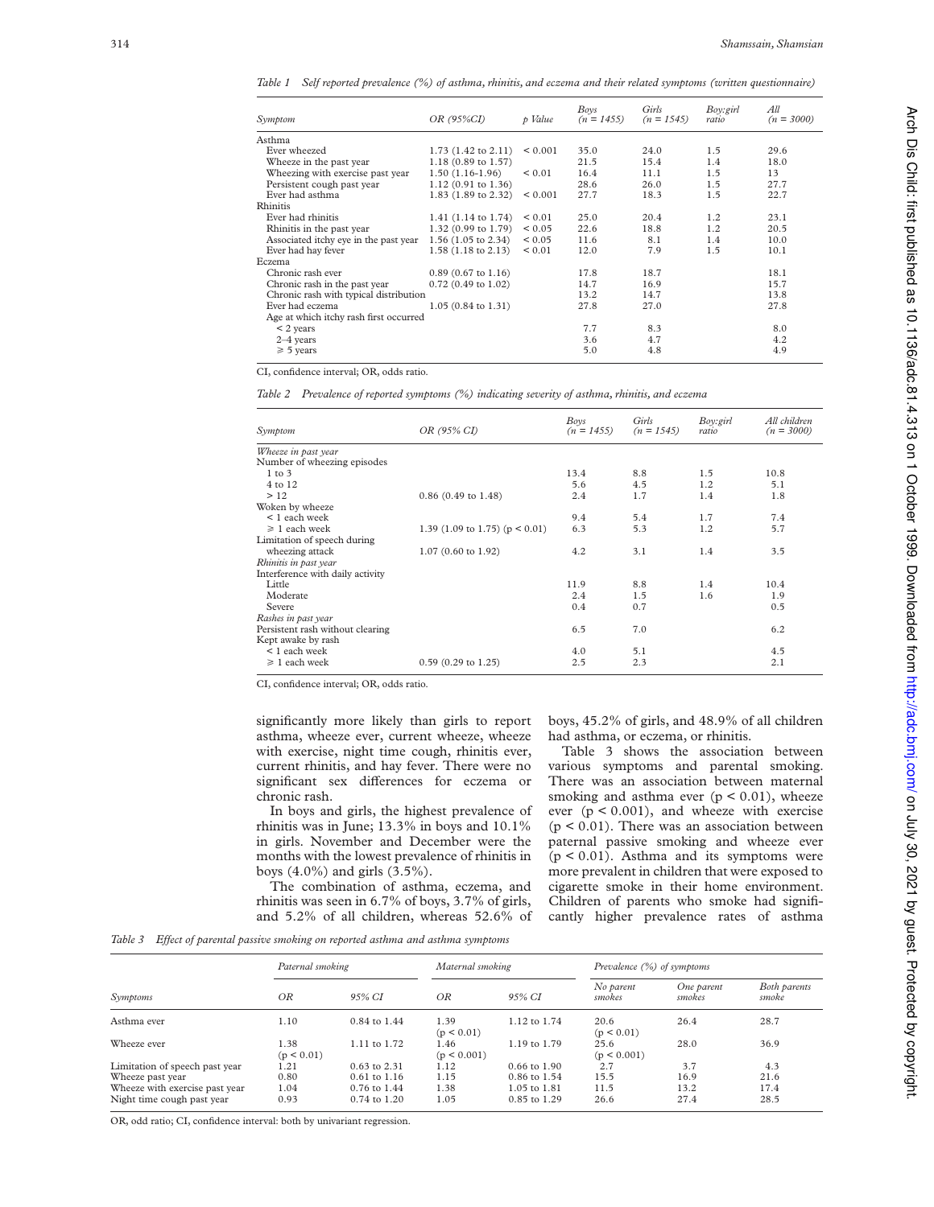Table 1 *Self reported prevalence (%) of asthma, rhinitis, and eczema and their related symptoms (written questionnaire)*

| Symptom | OR (95%CI) | p Value | Boys (n = 1455) | Girls (n = 1545) | Boy:girl ratio | All (n = 3000) |
|---|---|---|---|---|---|---|
| Asthma | | | | | | |
| Ever wheezed | 1.73 (1.42 to 2.11) | < 0.001 | 35.0 | 24.0 | 1.5 | 29.6 |
| Wheeze in the past year | 1.18 (0.89 to 1.57) | | 21.5 | 15.4 | 1.4 | 18.0 |
| Wheezing with exercise past year | 1.50 (1.16-1.96) | < 0.01 | 16.4 | 11.1 | 1.5 | 13 |
| Persistent cough past year | 1.12 (0.91 to 1.36) | | 28.6 | 26.0 | 1.5 | 27.7 |
| Ever had asthma | 1.83 (1.89 to 2.32) | < 0.001 | 27.7 | 18.3 | 1.5 | 22.7 |
| Rhinitis | | | | | | |
| Ever had rhinitis | 1.41 (1.14 to 1.74) | < 0.01 | 25.0 | 20.4 | 1.2 | 23.1 |
| Rhinitis in the past year | 1.32 (0.99 to 1.79) | < 0.05 | 22.6 | 18.8 | 1.2 | 20.5 |
| Associated itchy eye in the past year | 1.56 (1.05 to 2.34) | < 0.05 | 11.6 | 8.1 | 1.4 | 10.0 |
| Ever had hay fever | 1.58 (1.18 to 2.13) | < 0.01 | 12.0 | 7.9 | 1.5 | 10.1 |
| Eczema | | | | | | |
| Chronic rash ever | 0.89 (0.67 to 1.16) | | 17.8 | 18.7 | | 18.1 |
| Chronic rash in the past year | 0.72 (0.49 to 1.02) | | 14.7 | 16.9 | | 15.7 |
| Chronic rash with typical distribution | | | 13.2 | 14.7 | | 13.8 |
| Ever had eczema | 1.05 (0.84 to 1.31) | | 27.8 | 27.0 | | 27.8 |
| Age at which itchy rash first occurred | | | | | | |
| < 2 years | | | 7.7 | 8.3 | | 8.0 |
| 2–4 years | | | 3.6 | 4.7 | | 4.2 |
| ⩾ 5 years | | | 5.0 | 4.8 | | 4.9 |

CI, confidence interval; OR, odds ratio.

Table 2 *Prevalence of reported symptoms (%) indicating severity of asthma, rhinitis, and eczema*

| Symptom | OR (95% CI) | Boys (n = 1455) | Girls (n = 1545) | Boy:girl ratio | All children (n = 3000) |
|---|---|---|---|---|---|
| *Wheeze in past year* | | | | | |
| Number of wheezing episodes | | | | | |
| 1 to 3 | | 13.4 | 8.8 | 1.5 | 10.8 |
| 4 to 12 | | 5.6 | 4.5 | 1.2 | 5.1 |
| > 12 | 0.86 (0.49 to 1.48) | 2.4 | 1.7 | 1.4 | 1.8 |
| Woken by wheeze | | | | | |
| < 1 each week | | 9.4 | 5.4 | 1.7 | 7.4 |
| ⩾ 1 each week | 1.39 (1.09 to 1.75) (p < 0.01) | 6.3 | 5.3 | 1.2 | 5.7 |
| Limitation of speech during wheezing attack | 1.07 (0.60 to 1.92) | 4.2 | 3.1 | 1.4 | 3.5 |
| *Rhinitis in past year* | | | | | |
| Interference with daily activity | | | | | |
| Little | | 11.9 | 8.8 | 1.4 | 10.4 |
| Moderate | | 2.4 | 1.5 | 1.6 | 1.9 |
| Severe | | 0.4 | 0.7 | | 0.5 |
| *Rashes in past year* | | | | | |
| Persistent rash without clearing | | 6.5 | 7.0 | | 6.2 |
| Kept awake by rash | | | | | |
| < 1 each week | | 4.0 | 5.1 | | 4.5 |
| ⩾ 1 each week | 0.59 (0.29 to 1.25) | 2.5 | 2.3 | | 2.1 |

CI, confidence interval; OR, odds ratio.

significantly more likely than girls to report asthma, wheeze ever, current wheeze, wheeze with exercise, night time cough, rhinitis ever, current rhinitis, and hay fever. There were no significant sex differences for eczema or chronic rash.

In boys and girls, the highest prevalence of rhinitis was in June; 13.3% in boys and 10.1% in girls. November and December were the months with the lowest prevalence of rhinitis in boys (4.0%) and girls (3.5%).

The combination of asthma, eczema, and rhinitis was seen in 6.7% of boys, 3.7% of girls, and 5.2% of all children, whereas 52.6% of boys, 45.2% of girls, and 48.9% of all children had asthma, or eczema, or rhinitis.

Table 3 shows the association between various symptoms and parental smoking. There was an association between maternal smoking and asthma ever ($p < 0.01$), wheeze ever ($p < 0.001$), and wheeze with exercise ($p < 0.01$). There was an association between paternal passive smoking and wheeze ever ($p < 0.01$). Asthma and its symptoms were more prevalent in children that were exposed to cigarette smoke in their home environment. Children of parents who smoke had significantly higher prevalence rates of asthma

Table 3 *Effect of parental passive smoking on reported asthma and asthma symptoms*

| Symptoms | Paternal smoking | | Maternal smoking | | Prevalence (%) of symptoms | | |
|---|---|---|---|---|---|---|---|
| | OR | 95% CI | OR | 95% CI | No parent smokes | One parent smokes | Both parents smoke |
| Asthma ever | 1.10 | 0.84 to 1.44 | 1.39 (p < 0.01) | 1.12 to 1.74 | 20.6 (p < 0.01) | 26.4 | 28.7 |
| Wheeze ever | 1.38 (p < 0.01) | 1.11 to 1.72 | 1.46 (p < 0.001) | 1.19 to 1.79 | 25.6 (p < 0.001) | 28.0 | 36.9 |
| Limitation of speech past year | 1.21 | 0.63 to 2.31 | 1.12 | 0.66 to 1.90 | 2.7 | 3.7 | 4.3 |
| Wheeze past year | 0.80 | 0.61 to 1.16 | 1.15 | 0.86 to 1.54 | 15.5 | 16.9 | 21.6 |
| Wheeze with exercise past year | 1.04 | 0.76 to 1.44 | 1.38 | 1.05 to 1.81 | 11.5 | 13.2 | 17.4 |
| Night time cough past year | 0.93 | 0.74 to 1.20 | 1.05 | 0.85 to 1.29 | 26.6 | 27.4 | 28.5 |

OR, odd ratio; CI, confidence interval: both by univariant regression.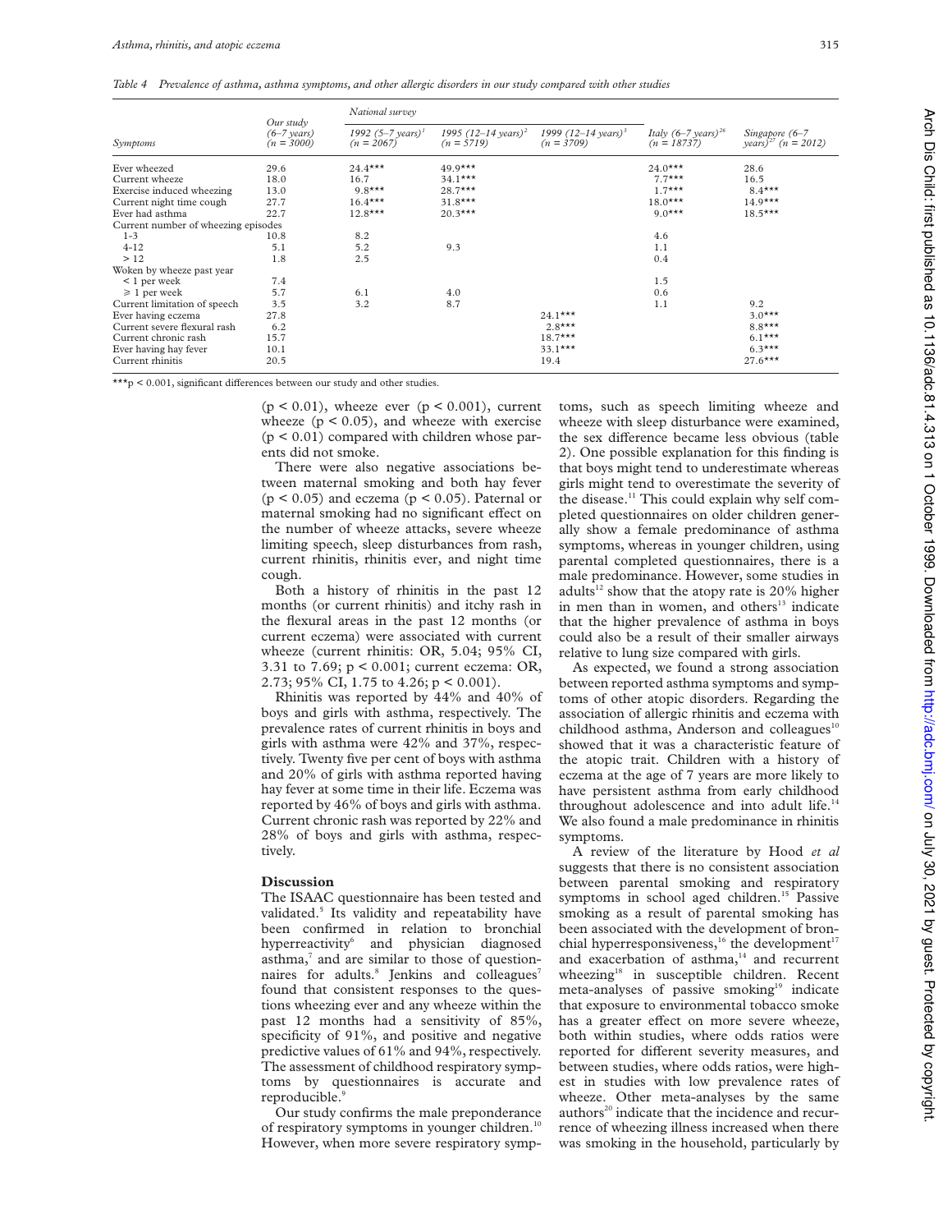*Table 4 Prevalence of asthma, asthma symptoms, and other allergic disorders in our study compared with other studies*

| Symptoms | Our study (6–7 years) (n = 3000) | National survey | | | Italy (6–7 years)[26] (n = 18737) | Singapore (6–7 years)[27] (n = 2012) |
|---|---|---|---|---|---|---|
| | | 1992 (5–7 years)[1] (n = 2067) | 1995 (12–14 years)[2] (n = 5719) | 1999 (12–14 years)[3] (n = 3709) | | |
| Ever wheezed | 29.6 | 24.4*** | 49.9*** | | 24.0*** | 28.6 |
| Current wheeze | 18.0 | 16.7 | 34.1*** | | 7.7*** | 16.5 |
| Exercise induced wheezing | 13.0 | 9.8*** | 28.7*** | | 1.7*** | 8.4*** |
| Current night time cough | 27.7 | 16.4*** | 31.8*** | | 18.0*** | 14.9*** |
| Ever had asthma | 22.7 | 12.8*** | 20.3*** | | 9.0*** | 18.5*** |
| Current number of wheezing episodes | | | | | | |
| 1–3 | 10.8 | 8.2 | | | 4.6 | |
| 4–12 | 5.1 | 5.2 | 9.3 | | 1.1 | |
| > 12 | 1.8 | 2.5 | | | 0.4 | |
| Woken by wheeze past year | | | | | | |
| < 1 per week | 7.4 | | | | 1.5 | |
| ≥ 1 per week | 5.7 | 6.1 | 4.0 | | 0.6 | |
| Current limitation of speech | 3.5 | 3.2 | 8.7 | | 1.1 | 9.2 |
| Ever having eczema | 27.8 | | | 24.1*** | | 3.0*** |
| Current severe flexural rash | 6.2 | | | 2.8*** | | 8.8*** |
| Current chronic rash | 15.7 | | | 18.7*** | | 6.1*** |
| Ever having hay fever | 10.1 | | | 33.1*** | | 6.3*** |
| Current rhinitis | 20.5 | | | 19.4 | | 27.6*** |

***$p < 0.001$, significant differences between our study and other studies.

($p < 0.01$), wheeze ever ($p < 0.001$), current wheeze ($p < 0.05$), and wheeze with exercise ($p < 0.01$) compared with children whose parents did not smoke.

There were also negative associations between maternal smoking and both hay fever ($p < 0.05$) and eczema ($p < 0.05$). Paternal or maternal smoking had no significant effect on the number of wheeze attacks, severe wheeze limiting speech, sleep disturbances from rash, current rhinitis, rhinitis ever, and night time cough.

Both a history of rhinitis in the past 12 months (or current rhinitis) and itchy rash in the flexural areas in the past 12 months (or current eczema) were associated with current wheeze (current rhinitis: OR, 5.04; 95% CI, 3.31 to 7.69; $p < 0.001$; current eczema: OR, 2.73; 95% CI, 1.75 to 4.26; $p < 0.001$).

Rhinitis was reported by 44% and 40% of boys and girls with asthma, respectively. The prevalence rates of current rhinitis in boys and girls with asthma were 42% and 37%, respectively. Twenty five per cent of boys with asthma and 20% of girls with asthma reported having hay fever at some time in their life. Eczema was reported by 46% of boys and girls with asthma. Current chronic rash was reported by 22% and 28% of boys and girls with asthma, respectively.

## Discussion

The ISAAC questionnaire has been tested and validated.[5] Its validity and repeatability have been confirmed in relation to bronchial hyperreactivity[6] and physician diagnosed asthma,[7] and are similar to those of questionnaires for adults.[8] Jenkins and colleagues[7] found that consistent responses to the questions wheezing ever and any wheeze within the past 12 months had a sensitivity of 85%, specificity of 91%, and positive and negative predictive values of 61% and 94%, respectively. The assessment of childhood respiratory symptoms by questionnaires is accurate and reproducible.[9]

Our study confirms the male preponderance of respiratory symptoms in younger children.[10] However, when more severe respiratory symptoms, such as speech limiting wheeze and wheeze with sleep disturbance were examined, the sex difference became less obvious (table 2). One possible explanation for this finding is that boys might tend to underestimate whereas girls might tend to overestimate the severity of the disease.[11] This could explain why self completed questionnaires on older children generally show a female predominance of asthma symptoms, whereas in younger children, using parental completed questionnaires, there is a male predominance. However, some studies in adults[12] show that the atopy rate is 20% higher in men than in women, and others[13] indicate that the higher prevalence of asthma in boys could also be a result of their smaller airways relative to lung size compared with girls.

As expected, we found a strong association between reported asthma symptoms and symptoms of other atopic disorders. Regarding the association of allergic rhinitis and eczema with childhood asthma, Anderson and colleagues[10] showed that it was a characteristic feature of the atopic trait. Children with a history of eczema at the age of 7 years are more likely to have persistent asthma from early childhood throughout adolescence and into adult life.[14] We also found a male predominance in rhinitis symptoms.

A review of the literature by Hood *et al* suggests that there is no consistent association between parental smoking and respiratory symptoms in school aged children.[15] Passive smoking as a result of parental smoking has been associated with the development of bronchial hyperresponsiveness,[16] the development[17] and exacerbation of asthma,[14] and recurrent wheezing[18] in susceptible children. Recent meta-analyses of passive smoking[19] indicate that exposure to environmental tobacco smoke has a greater effect on more severe wheeze, both within studies, where odds ratios were reported for different severity measures, and between studies, where odds ratios, were highest in studies with low prevalence rates of wheeze. Other meta-analyses by the same authors[20] indicate that the incidence and recurrence of wheezing illness increased when there was smoking in the household, particularly by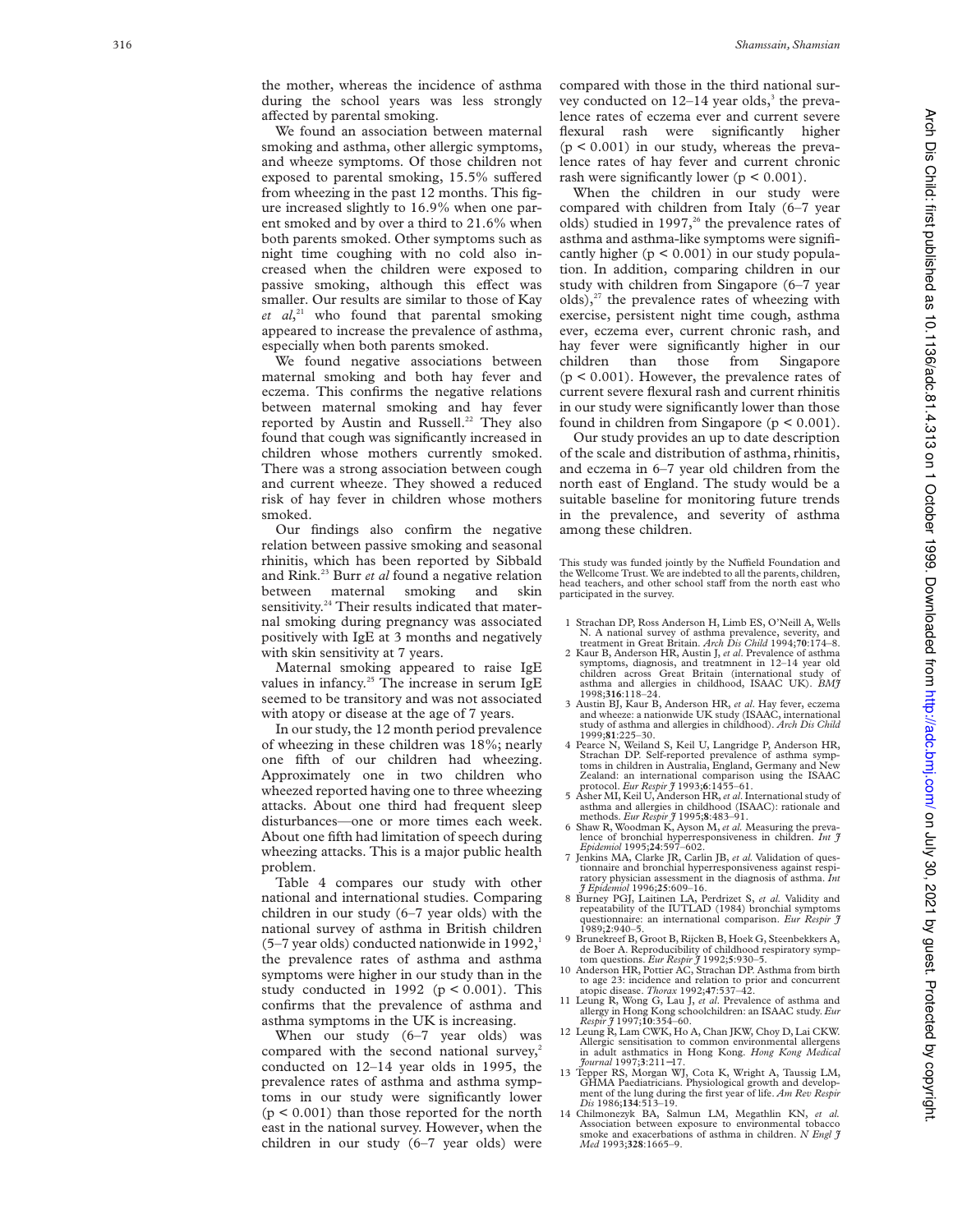the mother, whereas the incidence of asthma during the school years was less strongly affected by parental smoking.

We found an association between maternal smoking and asthma, other allergic symptoms, and wheeze symptoms. Of those children not exposed to parental smoking, 15.5% suffered from wheezing in the past 12 months. This figure increased slightly to 16.9% when one parent smoked and by over a third to 21.6% when both parents smoked. Other symptoms such as night time coughing with no cold also increased when the children were exposed to passive smoking, although this effect was smaller. Our results are similar to those of Kay *et al*,[21] who found that parental smoking appeared to increase the prevalence of asthma, especially when both parents smoked.

We found negative associations between maternal smoking and both hay fever and eczema. This confirms the negative relations between maternal smoking and hay fever reported by Austin and Russell.[22] They also found that cough was significantly increased in children whose mothers currently smoked. There was a strong association between cough and current wheeze. They showed a reduced risk of hay fever in children whose mothers smoked.

Our findings also confirm the negative relation between passive smoking and seasonal rhinitis, which has been reported by Sibbald and Rink.[23] Burr *et al* found a negative relation between maternal smoking and skin sensitivity.[24] Their results indicated that maternal smoking during pregnancy was associated positively with IgE at 3 months and negatively with skin sensitivity at 7 years.

Maternal smoking appeared to raise IgE values in infancy.[25] The increase in serum IgE seemed to be transitory and was not associated with atopy or disease at the age of 7 years.

In our study, the 12 month period prevalence of wheezing in these children was 18%; nearly one fifth of our children had wheezing. Approximately one in two children who wheezed reported having one to three wheezing attacks. About one third had frequent sleep disturbances—one or more times each week. About one fifth had limitation of speech during wheezing attacks. This is a major public health problem.

Table 4 compares our study with other national and international studies. Comparing children in our study (6–7 year olds) with the national survey of asthma in British children (5–7 year olds) conducted nationwide in 1992,[1] the prevalence rates of asthma and asthma symptoms were higher in our study than in the study conducted in 1992 ($p < 0.001$). This confirms that the prevalence of asthma and asthma symptoms in the UK is increasing.

When our study (6–7 year olds) was compared with the second national survey,[2] conducted on 12–14 year olds in 1995, the prevalence rates of asthma and asthma symptoms in our study were significantly lower ($p < 0.001$) than those reported for the north east in the national survey. However, when the children in our study (6–7 year olds) were compared with those in the third national survey conducted on 12–14 year olds,[3] the prevalence rates of eczema ever and current severe flexural rash were significantly higher ($p < 0.001$) in our study, whereas the prevalence rates of hay fever and current chronic rash were significantly lower ($p < 0.001$).

When the children in our study were compared with children from Italy (6–7 year olds) studied in 1997,[26] the prevalence rates of asthma and asthma-like symptoms were significantly higher ($p < 0.001$) in our study population. In addition, comparing children in our study with children from Singapore (6–7 year olds),[27] the prevalence rates of wheezing with exercise, persistent night time cough, asthma ever, eczema ever, current chronic rash, and hay fever were significantly higher in our children than those from Singapore ($p < 0.001$). However, the prevalence rates of current severe flexural rash and current rhinitis in our study were significantly lower than those found in children from Singapore ($p < 0.001$).

Our study provides an up to date description of the scale and distribution of asthma, rhinitis, and eczema in 6–7 year old children from the north east of England. The study would be a suitable baseline for monitoring future trends in the prevalence, and severity of asthma among these children.

This study was funded jointly by the Nuffield Foundation and the Wellcome Trust. We are indebted to all the parents, children, head teachers, and other school staff from the north east who participated in the survey.

1. Strachan DP, Ross Anderson H, Limb ES, O'Neill A, Wells N. A national survey of asthma prevalence, severity, and treatment in Great Britain. *Arch Dis Child* 1994;**70**:174–8.
2. Kaur B, Anderson HR, Austin J, *et al*. Prevalence of asthma symptoms, diagnosis, and treatmnent in 12–14 year old children across Great Britain (international study of asthma and allergies in childhood, ISAAC UK). *BMJ* 1998;**316**:118–24.
3. Austin BJ, Kaur B, Anderson HR, *et al*. Hay fever, eczema and wheeze: a nationwide UK study (ISAAC, international study of asthma and allergies in childhood). *Arch Dis Child* 1999;**81**:225–30.
4. Pearce N, Weiland S, Keil U, Langridge P, Anderson HR, Strachan DP. Self-reported prevalence of asthma symptoms in children in Australia, England, Germany and New Zealand: an international comparison using the ISAAC protocol. *Eur Respir J* 1993;**6**:1455–61.
5. Asher MI, Keil U, Anderson HR, *et al*. International study of asthma and allergies in childhood (ISAAC): rationale and methods. *Eur Respir J* 1995;**8**:483–91.
6. Shaw R, Woodman K, Ayson M, *et al*. Measuring the prevalence of bronchial hyperresponsiveness in children. *Int J Epidemiol* 1995;**24**:597–602.
7. Jenkins MA, Clarke JR, Carlin JB, *et al*. Validation of questionnaire and bronchial hyperresponsiveness against respiratory physician assessment in the diagnosis of asthma. *Int J Epidemiol* 1996;**25**:609–16.
8. Burney PGJ, Laitinen LA, Perdrizet S, *et al*. Validity and repeatability of the IUTLAD (1984) bronchial symptoms questionnaire: an international comparison. *Eur Respir J* 1989;**2**:940–5.
9. Brunekreef B, Groot B, Rijcken B, Hoek G, Steenbekkers A, de Boer A. Reproducibility of childhood respiratory symptom questions. *Eur Respir J* 1992;**5**:930–5.
10. Anderson HR, Pottier AC, Strachan DP. Asthma from birth to age 23: incidence and relation to prior and concurrent atopic disease. *Thorax* 1992;**47**:537–42.
11. Leung R, Wong G, Lau J, *et al*. Prevalence of asthma and allergy in Hong Kong schoolchildren: an ISAAC study. *Eur Respir J* 1997;**10**:354–60.
12. Leung R, Lam CWK, Ho A, Chan JKW, Choy D, Lai CKW. Allergic sensitisation to common environmental allergens in adult asthmatics in Hong Kong. *Hong Kong Medical Journal* 1997;**3**:211–17.
13. Tepper RS, Morgan WJ, Cota K, Wright A, Taussig LM, GHMA Paediatricians. Physiological growth and development of the lung during the first year of life. *Am Rev Respir Dis* 1986;**134**:513–19.
14. Chilmonezyk BA, Salmun LM, Megathlin KN, *et al*. Association between exposure to environmental tobacco smoke and exacerbations of asthma in children. *N Engl J Med* 1993;**328**:1665–9.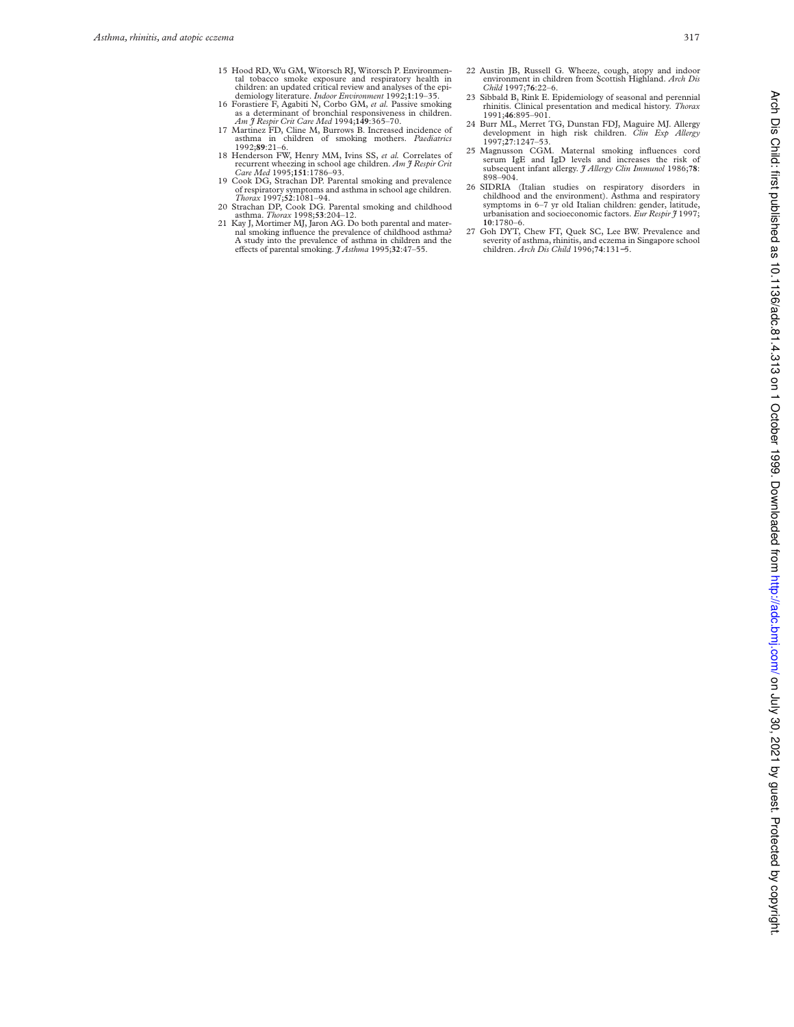15 Hood RD, Wu GM, Witorsch RJ, Witorsch P. Environmental tobacco smoke exposure and respiratory health in children: an updated critical review and analyses of the epidemiology literature. *Indoor Environment* 1992;**1**:19–35.

16 Forastiere F, Agabiti N, Corbo GM, *et al.* Passive smoking as a determinant of bronchial responsiveness in children. *Am J Respir Crit Care Med* 1994;**149**:365–70.

17 Martinez FD, Cline M, Burrows B. Increased incidence of asthma in children of smoking mothers. *Paediatrics* 1992;**89**:21–6.

18 Henderson FW, Henry MM, Ivins SS, *et al.* Correlates of recurrent wheezing in school age children. *Am J Respir Crit Care Med* 1995;**151**:1786–93.

19 Cook DG, Strachan DP. Parental smoking and prevalence of respiratory symptoms and asthma in school age children. *Thorax* 1997;**52**:1081–94.

20 Strachan DP, Cook DG. Parental smoking and childhood asthma. *Thorax* 1998;**53**:204–12.

21 Kay J, Mortimer MJ, Jaron AG. Do both parental and maternal smoking influence the prevalence of childhood asthma? A study into the prevalence of asthma in children and the effects of parental smoking. *J Asthma* 1995;**32**:47–55.

22 Austin JB, Russell G. Wheeze, cough, atopy and indoor environment in children from Scottish Highland. *Arch Dis Child* 1997;**76**:22–6.

23 Sibbald B, Rink E. Epidemiology of seasonal and perennial rhinitis. Clinical presentation and medical history. *Thorax* 1991;**46**:895–901.

24 Burr ML, Merret TG, Dunstan FDJ, Maguire MJ. Allergy development in high risk children. *Clin Exp Allergy* 1997;**27**:1247–53.

25 Magnusson CGM. Maternal smoking influences cord serum IgE and IgD levels and increases the risk of subsequent infant allergy. *J Allergy Clin Immunol* 1986;**78**:898–904.

26 SIDRIA (Italian studies on respiratory disorders in childhood and the environment). Asthma and respiratory symptoms in 6–7 yr old Italian children: gender, latitude, urbanisation and socioeconomic factors. *Eur Respir J* 1997;**10**:1780–6.

27 Goh DYT, Chew FT, Quek SC, Lee BW. Prevalence and severity of asthma, rhinitis, and eczema in Singapore school children. *Arch Dis Child* 1996;**74**:131–5.